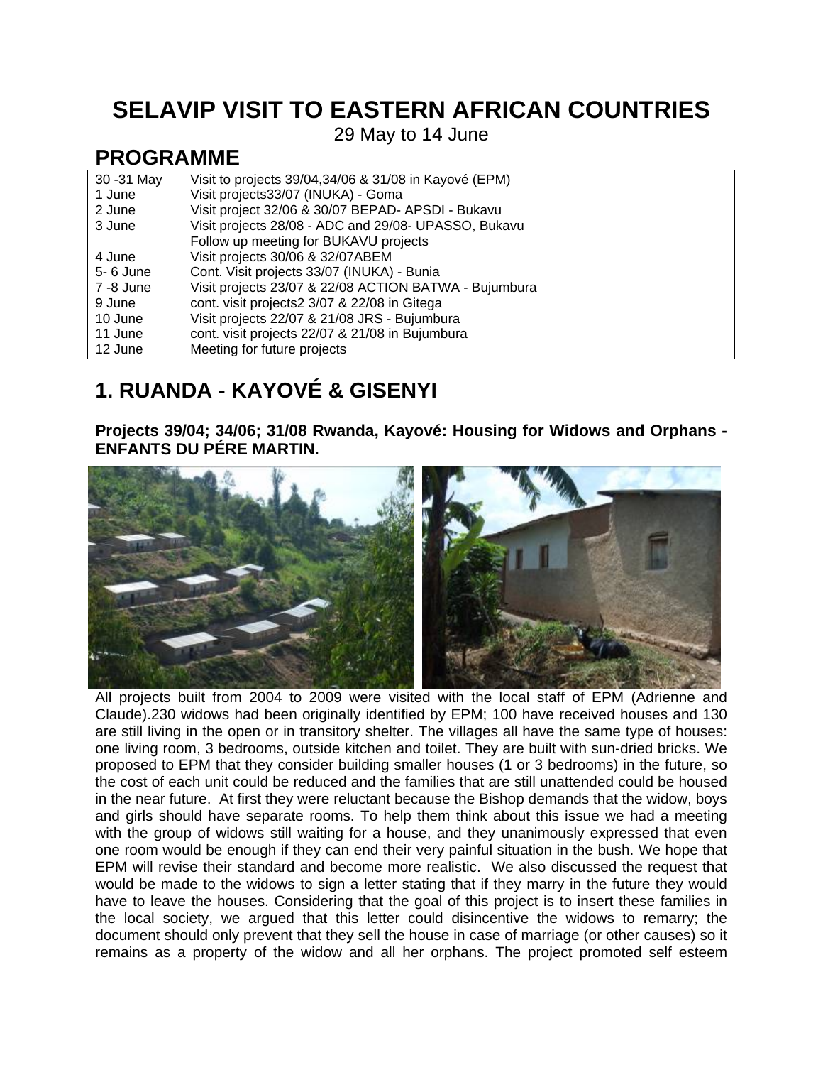# SELAVIP VISIT TO EASTERN AFRICAN COUNTRIES

29 May to 14 June

## PROGRAMME

| | |
|---|---|
| 30 -31 May | Visit to projects 39/04,34/06 & 31/08 in Kayové (EPM) |
| 1 June | Visit projects33/07 (INUKA) - Goma |
| 2 June | Visit project 32/06 & 30/07 BEPAD- APSDI - Bukavu |
| 3 June | Visit projects 28/08 - ADC and 29/08- UPASSO, Bukavu<br>Follow up meeting for BUKAVU projects |
| 4 June | Visit projects 30/06 & 32/07ABEM |
| 5- 6 June | Cont. Visit projects 33/07 (INUKA) - Bunia |
| 7 -8 June | Visit projects 23/07 & 22/08 ACTION BATWA - Bujumbura |
| 9 June | cont. visit projects2 3/07 & 22/08 in Gitega |
| 10 June | Visit projects 22/07 & 21/08 JRS - Bujumbura |
| 11 June | cont. visit projects 22/07 & 21/08 in Bujumbura |
| 12 June | Meeting for future projects |

## 1. RUANDA - KAYOVÉ & GISENYI

**Projects 39/04; 34/06; 31/08 Rwanda, Kayové: Housing for Widows and Orphans - ENFANTS DU PÉRE MARTIN.**

All projects built from 2004 to 2009 were visited with the local staff of EPM (Adrienne and Claude).230 widows had been originally identified by EPM; 100 have received houses and 130 are still living in the open or in transitory shelter. The villages all have the same type of houses: one living room, 3 bedrooms, outside kitchen and toilet. They are built with sun-dried bricks. We proposed to EPM that they consider building smaller houses (1 or 3 bedrooms) in the future, so the cost of each unit could be reduced and the families that are still unattended could be housed in the near future. At first they were reluctant because the Bishop demands that the widow, boys and girls should have separate rooms. To help them think about this issue we had a meeting with the group of widows still waiting for a house, and they unanimously expressed that even one room would be enough if they can end their very painful situation in the bush. We hope that EPM will revise their standard and become more realistic. We also discussed the request that would be made to the widows to sign a letter stating that if they marry in the future they would have to leave the houses. Considering that the goal of this project is to insert these families in the local society, we argued that this letter could disincentive the widows to remarry; the document should only prevent that they sell the house in case of marriage (or other causes) so it remains as a property of the widow and all her orphans. The project promoted self esteem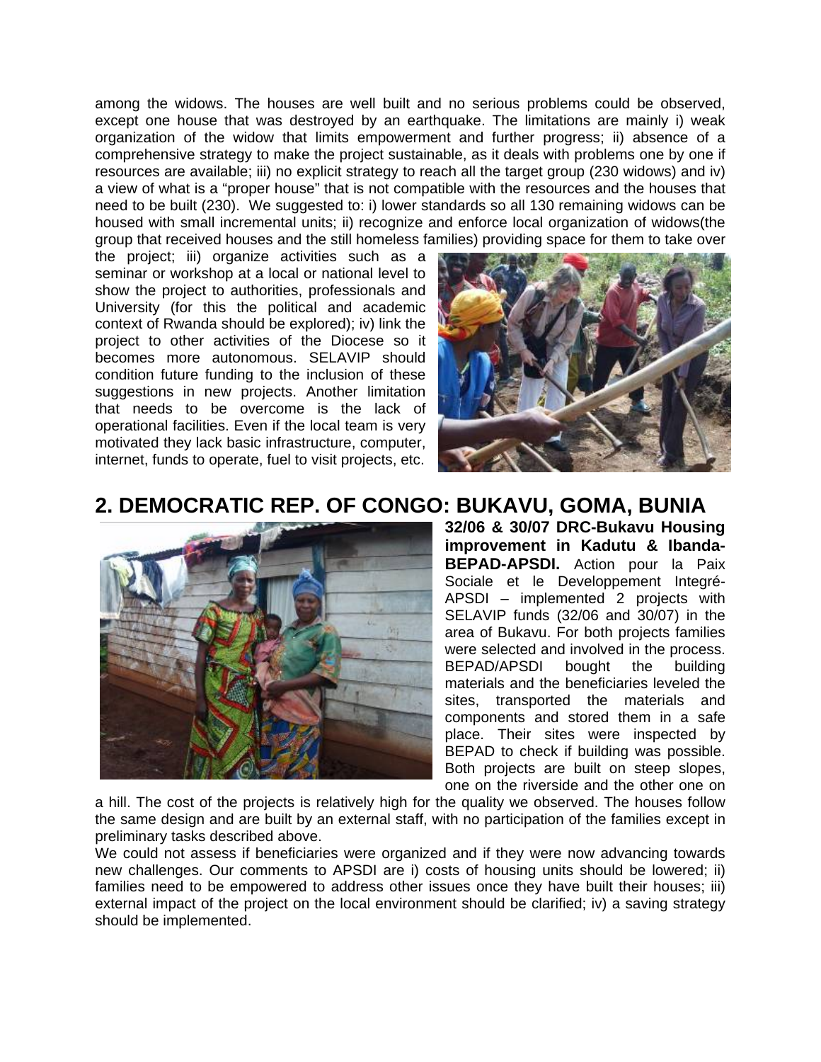among the widows. The houses are well built and no serious problems could be observed, except one house that was destroyed by an earthquake. The limitations are mainly i) weak organization of the widow that limits empowerment and further progress; ii) absence of a comprehensive strategy to make the project sustainable, as it deals with problems one by one if resources are available; iii) no explicit strategy to reach all the target group (230 widows) and iv) a view of what is a "proper house" that is not compatible with the resources and the houses that need to be built (230). We suggested to: i) lower standards so all 130 remaining widows can be housed with small incremental units; ii) recognize and enforce local organization of widows(the group that received houses and the still homeless families) providing space for them to take over the project; iii) organize activities such as a seminar or workshop at a local or national level to show the project to authorities, professionals and University (for this the political and academic context of Rwanda should be explored); iv) link the project to other activities of the Diocese so it becomes more autonomous. SELAVIP should condition future funding to the inclusion of these suggestions in new projects. Another limitation that needs to be overcome is the lack of operational facilities. Even if the local team is very motivated they lack basic infrastructure, computer, internet, funds to operate, fuel to visit projects, etc.

## 2. DEMOCRATIC REP. OF CONGO: BUKAVU, GOMA, BUNIA

**32/06 & 30/07 DRC-Bukavu Housing improvement in Kadutu & Ibanda-BEPAD-APSDI.** Action pour la Paix Sociale et le Developpement Integré-APSDI – implemented 2 projects with SELAVIP funds (32/06 and 30/07) in the area of Bukavu. For both projects families were selected and involved in the process. BEPAD/APSDI bought the building materials and the beneficiaries leveled the sites, transported the materials and components and stored them in a safe place. Their sites were inspected by BEPAD to check if building was possible. Both projects are built on steep slopes, one on the riverside and the other one on a hill. The cost of the projects is relatively high for the quality we observed. The houses follow the same design and are built by an external staff, with no participation of the families except in preliminary tasks described above.

We could not assess if beneficiaries were organized and if they were now advancing towards new challenges. Our comments to APSDI are i) costs of housing units should be lowered; ii) families need to be empowered to address other issues once they have built their houses; iii) external impact of the project on the local environment should be clarified; iv) a saving strategy should be implemented.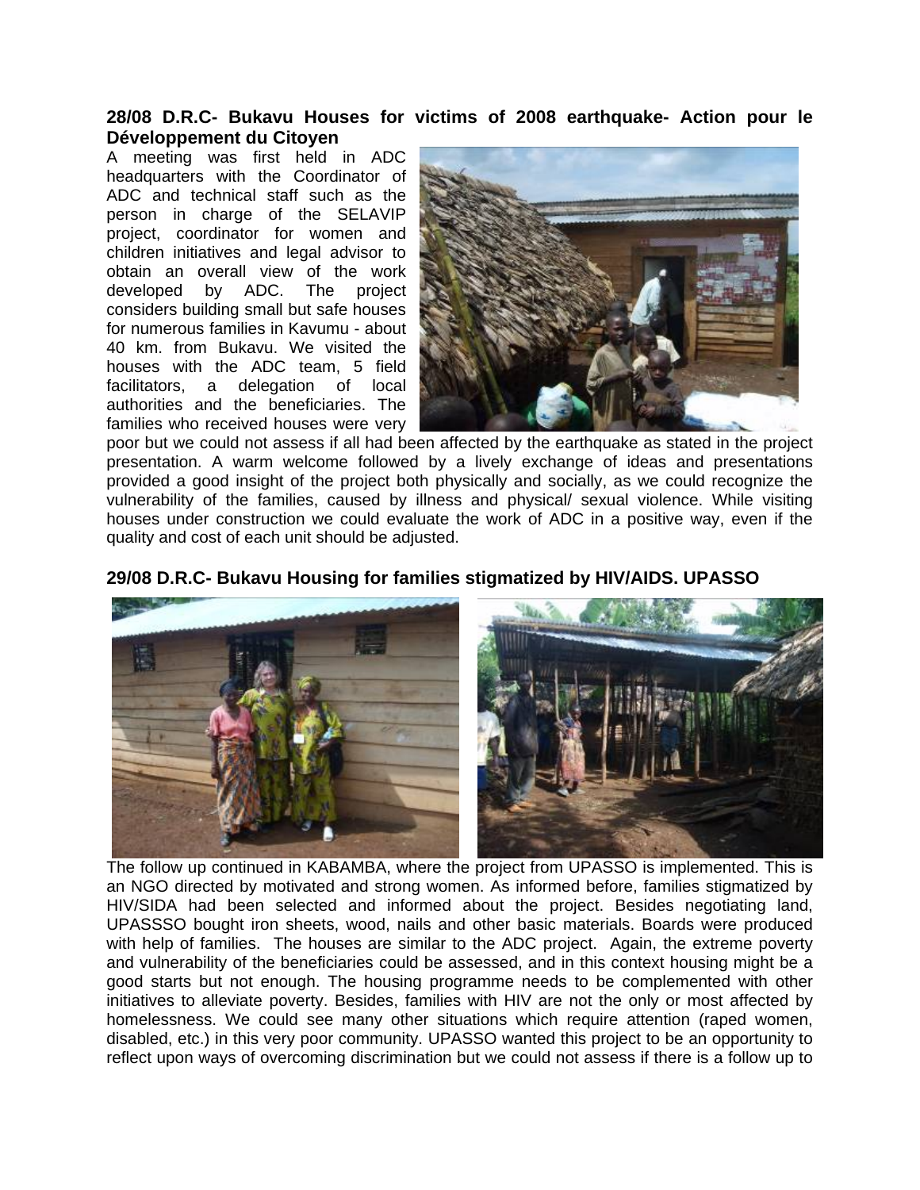**28/08 D.R.C- Bukavu Houses for victims of 2008 earthquake- Action pour le Développement du Citoyen**

A meeting was first held in ADC headquarters with the Coordinator of ADC and technical staff such as the person in charge of the SELAVIP project, coordinator for women and children initiatives and legal advisor to obtain an overall view of the work developed by ADC. The project considers building small but safe houses for numerous families in Kavumu - about 40 km. from Bukavu. We visited the houses with the ADC team, 5 field facilitators, a delegation of local authorities and the beneficiaries. The families who received houses were very poor but we could not assess if all had been affected by the earthquake as stated in the project presentation. A warm welcome followed by a lively exchange of ideas and presentations provided a good insight of the project both physically and socially, as we could recognize the vulnerability of the families, caused by illness and physical/ sexual violence. While visiting houses under construction we could evaluate the work of ADC in a positive way, even if the quality and cost of each unit should be adjusted.

**29/08 D.R.C- Bukavu Housing for families stigmatized by HIV/AIDS. UPASSO**

The follow up continued in KABAMBA, where the project from UPASSO is implemented. This is an NGO directed by motivated and strong women. As informed before, families stigmatized by HIV/SIDA had been selected and informed about the project. Besides negotiating land, UPASSSO bought iron sheets, wood, nails and other basic materials. Boards were produced with help of families. The houses are similar to the ADC project. Again, the extreme poverty and vulnerability of the beneficiaries could be assessed, and in this context housing might be a good starts but not enough. The housing programme needs to be complemented with other initiatives to alleviate poverty. Besides, families with HIV are not the only or most affected by homelessness. We could see many other situations which require attention (raped women, disabled, etc.) in this very poor community. UPASSO wanted this project to be an opportunity to reflect upon ways of overcoming discrimination but we could not assess if there is a follow up to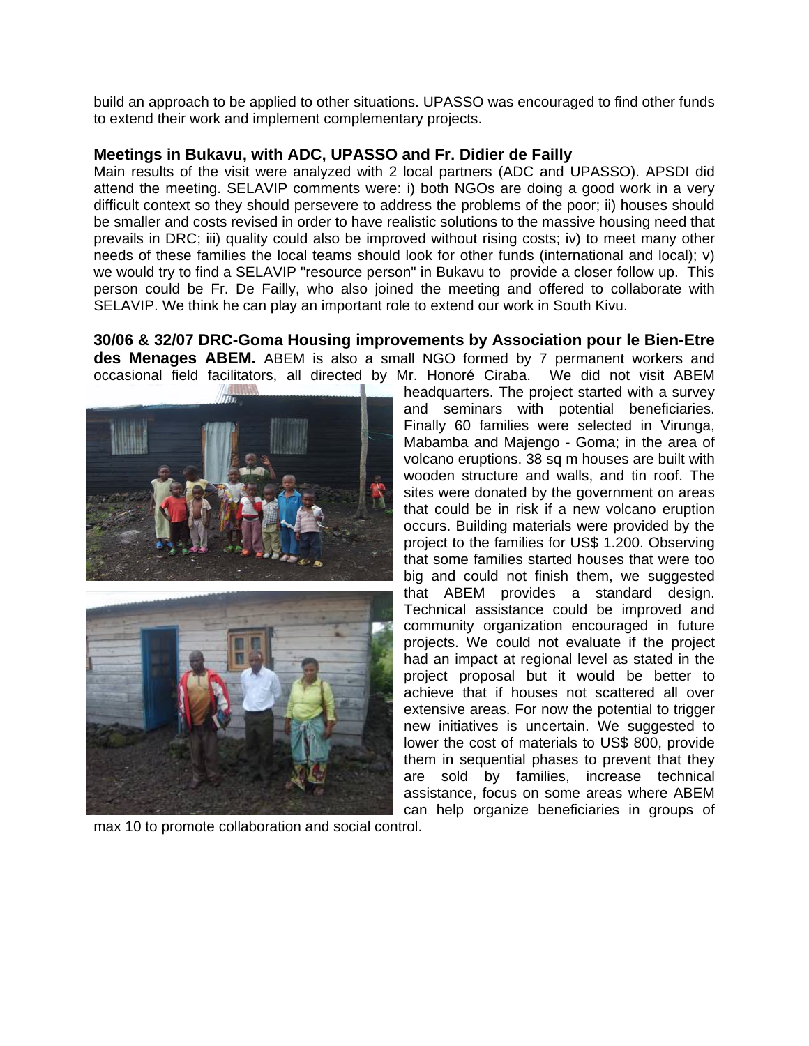build an approach to be applied to other situations. UPASSO was encouraged to find other funds to extend their work and implement complementary projects.

**Meetings in Bukavu, with ADC, UPASSO and Fr. Didier de Failly**

Main results of the visit were analyzed with 2 local partners (ADC and UPASSO). APSDI did attend the meeting. SELAVIP comments were: i) both NGOs are doing a good work in a very difficult context so they should persevere to address the problems of the poor; ii) houses should be smaller and costs revised in order to have realistic solutions to the massive housing need that prevails in DRC; iii) quality could also be improved without rising costs; iv) to meet many other needs of these families the local teams should look for other funds (international and local); v) we would try to find a SELAVIP "resource person" in Bukavu to provide a closer follow up. This person could be Fr. De Failly, who also joined the meeting and offered to collaborate with SELAVIP. We think he can play an important role to extend our work in South Kivu.

**30/06 & 32/07 DRC-Goma Housing improvements by Association pour le Bien-Etre des Menages ABEM.** ABEM is also a small NGO formed by 7 permanent workers and occasional field facilitators, all directed by Mr. Honoré Ciraba. We did not visit ABEM headquarters. The project started with a survey and seminars with potential beneficiaries. Finally 60 families were selected in Virunga, Mabamba and Majengo - Goma; in the area of volcano eruptions. 38 sq m houses are built with wooden structure and walls, and tin roof. The sites were donated by the government on areas that could be in risk if a new volcano eruption occurs. Building materials were provided by the project to the families for US$ 1.200. Observing that some families started houses that were too big and could not finish them, we suggested that ABEM provides a standard design. Technical assistance could be improved and community organization encouraged in future projects. We could not evaluate if the project had an impact at regional level as stated in the project proposal but it would be better to achieve that if houses not scattered all over extensive areas. For now the potential to trigger new initiatives is uncertain. We suggested to lower the cost of materials to US$ 800, provide them in sequential phases to prevent that they are sold by families, increase technical assistance, focus on some areas where ABEM can help organize beneficiaries in groups of max 10 to promote collaboration and social control.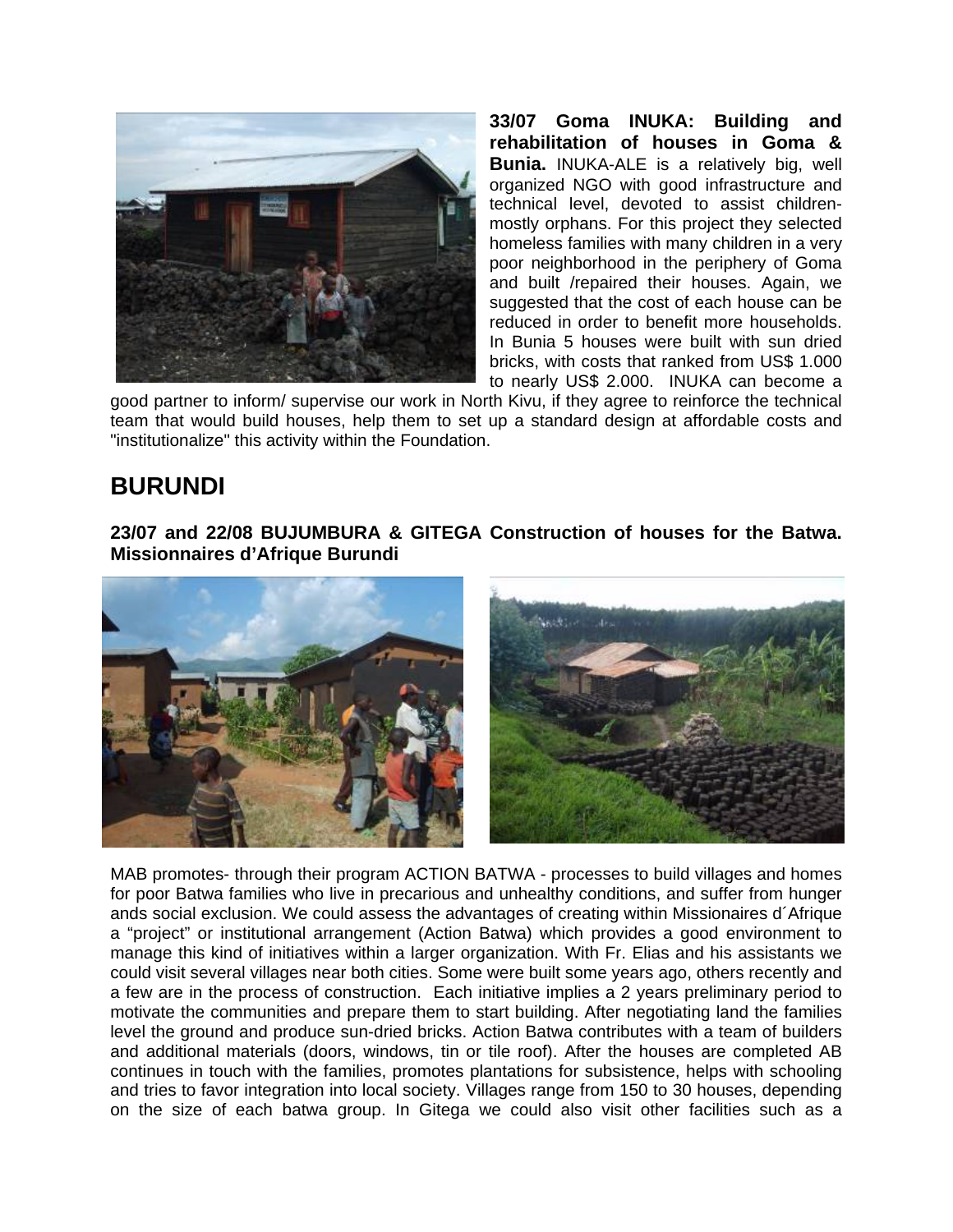**33/07 Goma INUKA: Building and rehabilitation of houses in Goma & Bunia.** INUKA-ALE is a relatively big, well organized NGO with good infrastructure and technical level, devoted to assist children- mostly orphans. For this project they selected homeless families with many children in a very poor neighborhood in the periphery of Goma and built /repaired their houses. Again, we suggested that the cost of each house can be reduced in order to benefit more households. In Bunia 5 houses were built with sun dried bricks, with costs that ranked from US$ 1.000 to nearly US$ 2.000. INUKA can become a good partner to inform/ supervise our work in North Kivu, if they agree to reinforce the technical team that would build houses, help them to set up a standard design at affordable costs and "institutionalize" this activity within the Foundation.

## BURUNDI

**23/07 and 22/08 BUJUMBURA & GITEGA Construction of houses for the Batwa. Missionnaires d'Afrique Burundi**

MAB promotes- through their program ACTION BATWA - processes to build villages and homes for poor Batwa families who live in precarious and unhealthy conditions, and suffer from hunger ands social exclusion. We could assess the advantages of creating within Missionaires d´Afrique a "project" or institutional arrangement (Action Batwa) which provides a good environment to manage this kind of initiatives within a larger organization. With Fr. Elias and his assistants we could visit several villages near both cities. Some were built some years ago, others recently and a few are in the process of construction. Each initiative implies a 2 years preliminary period to motivate the communities and prepare them to start building. After negotiating land the families level the ground and produce sun-dried bricks. Action Batwa contributes with a team of builders and additional materials (doors, windows, tin or tile roof). After the houses are completed AB continues in touch with the families, promotes plantations for subsistence, helps with schooling and tries to favor integration into local society. Villages range from 150 to 30 houses, depending on the size of each batwa group. In Gitega we could also visit other facilities such as a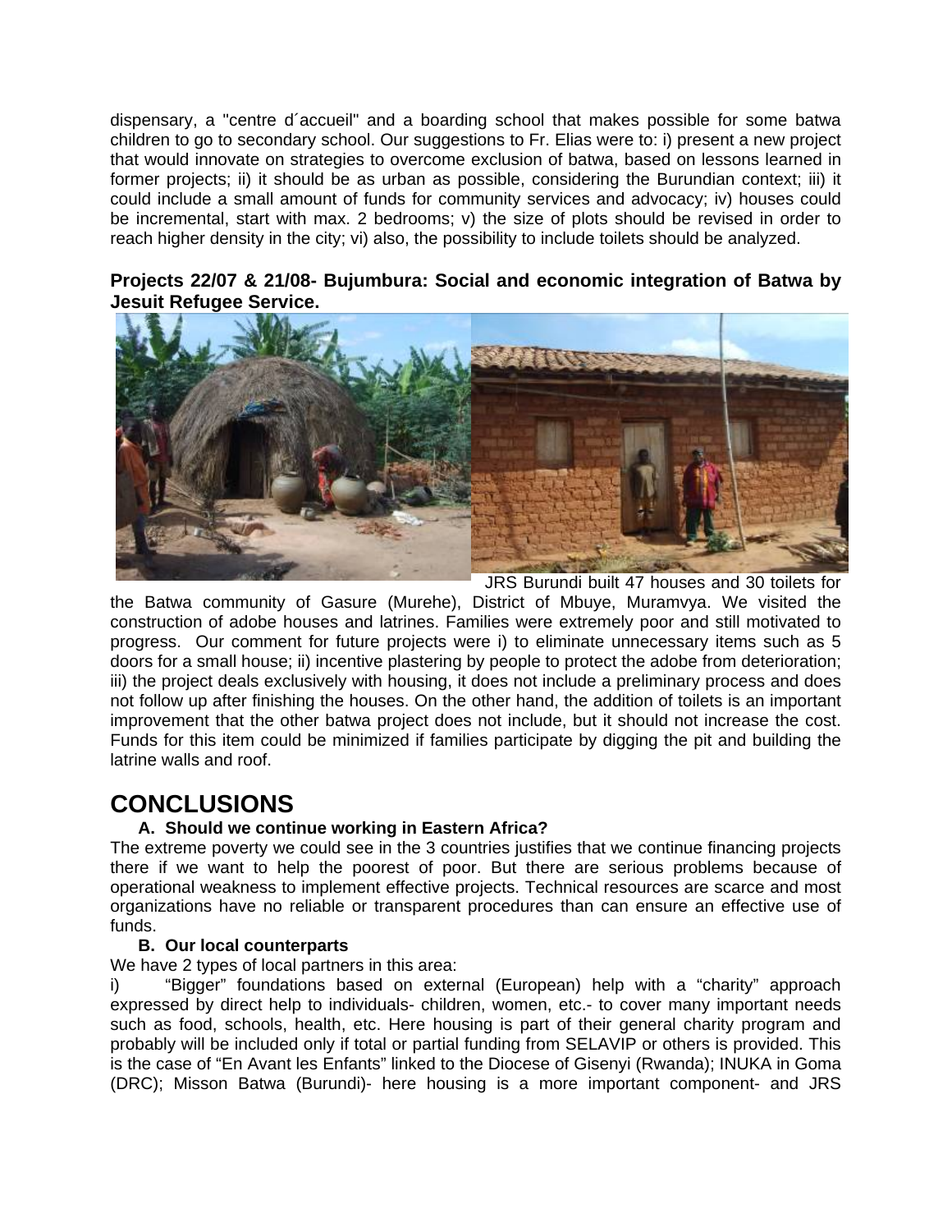dispensary, a "centre d´accueil" and a boarding school that makes possible for some batwa children to go to secondary school. Our suggestions to Fr. Elias were to: i) present a new project that would innovate on strategies to overcome exclusion of batwa, based on lessons learned in former projects; ii) it should be as urban as possible, considering the Burundian context; iii) it could include a small amount of funds for community services and advocacy; iv) houses could be incremental, start with max. 2 bedrooms; v) the size of plots should be revised in order to reach higher density in the city; vi) also, the possibility to include toilets should be analyzed.

**Projects 22/07 & 21/08- Bujumbura: Social and economic integration of Batwa by Jesuit Refugee Service.**

JRS Burundi built 47 houses and 30 toilets for the Batwa community of Gasure (Murehe), District of Mbuye, Muramvya. We visited the construction of adobe houses and latrines. Families were extremely poor and still motivated to progress. Our comment for future projects were i) to eliminate unnecessary items such as 5 doors for a small house; ii) incentive plastering by people to protect the adobe from deterioration; iii) the project deals exclusively with housing, it does not include a preliminary process and does not follow up after finishing the houses. On the other hand, the addition of toilets is an important improvement that the other batwa project does not include, but it should not increase the cost. Funds for this item could be minimized if families participate by digging the pit and building the latrine walls and roof.

# CONCLUSIONS

**A. Should we continue working in Eastern Africa?**

The extreme poverty we could see in the 3 countries justifies that we continue financing projects there if we want to help the poorest of poor. But there are serious problems because of operational weakness to implement effective projects. Technical resources are scarce and most organizations have no reliable or transparent procedures than can ensure an effective use of funds.

**B. Our local counterparts**

We have 2 types of local partners in this area:

i) "Bigger" foundations based on external (European) help with a "charity" approach expressed by direct help to individuals- children, women, etc.- to cover many important needs such as food, schools, health, etc. Here housing is part of their general charity program and probably will be included only if total or partial funding from SELAVIP or others is provided. This is the case of "En Avant les Enfants" linked to the Diocese of Gisenyi (Rwanda); INUKA in Goma (DRC); Misson Batwa (Burundi)- here housing is a more important component- and JRS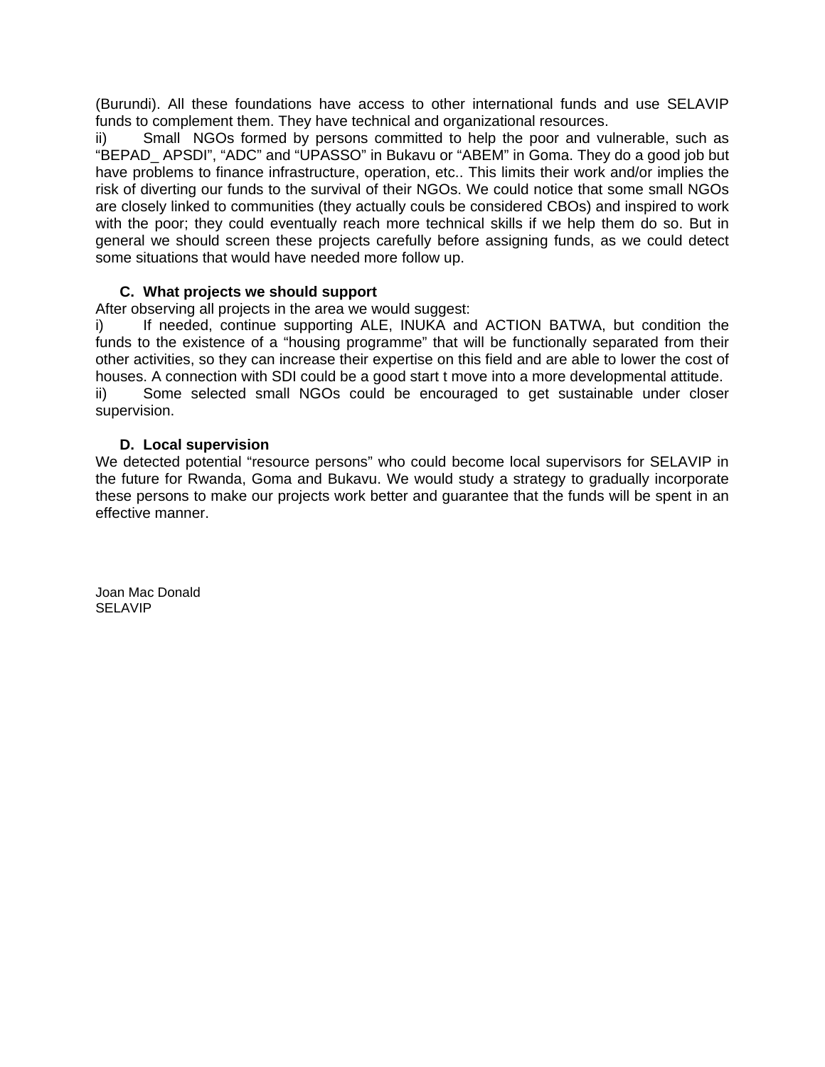(Burundi). All these foundations have access to other international funds and use SELAVIP funds to complement them. They have technical and organizational resources.

ii) Small NGOs formed by persons committed to help the poor and vulnerable, such as “BEPAD_ APSDI”, “ADC” and “UPASSO” in Bukavu or “ABEM” in Goma. They do a good job but have problems to finance infrastructure, operation, etc.. This limits their work and/or implies the risk of diverting our funds to the survival of their NGOs. We could notice that some small NGOs are closely linked to communities (they actually couls be considered CBOs) and inspired to work with the poor; they could eventually reach more technical skills if we help them do so. But in general we should screen these projects carefully before assigning funds, as we could detect some situations that would have needed more follow up.

### C. What projects we should support

After observing all projects in the area we would suggest:

i) If needed, continue supporting ALE, INUKA and ACTION BATWA, but condition the funds to the existence of a “housing programme” that will be functionally separated from their other activities, so they can increase their expertise on this field and are able to lower the cost of houses. A connection with SDI could be a good start t move into a more developmental attitude.

ii) Some selected small NGOs could be encouraged to get sustainable under closer supervision.

### D. Local supervision

We detected potential “resource persons” who could become local supervisors for SELAVIP in the future for Rwanda, Goma and Bukavu. We would study a strategy to gradually incorporate these persons to make our projects work better and guarantee that the funds will be spent in an effective manner.

Joan Mac Donald
SELAVIP